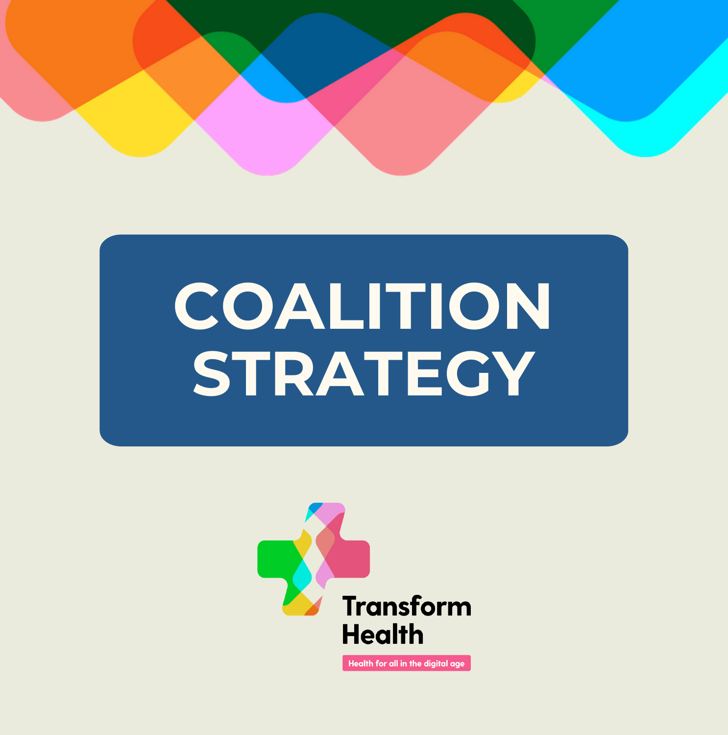# COALITION STRATEGY

Transform Health

Health for all in the digital age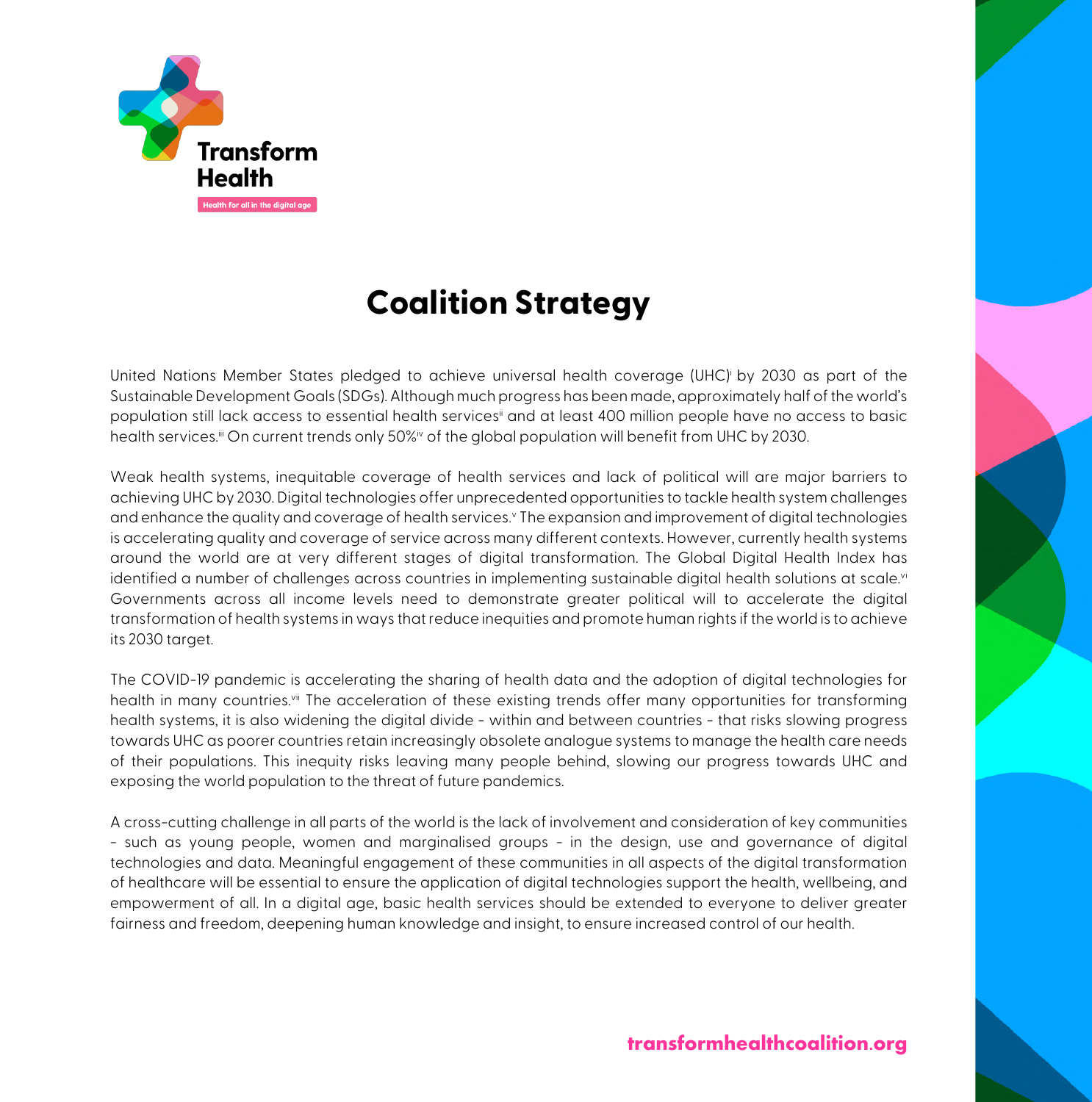# Coalition Strategy

United Nations Member States pledged to achieve universal health coverage (UHC)[i] by 2030 as part of the Sustainable Development Goals (SDGs). Although much progress has been made, approximately half of the world's population still lack access to essential health services[ii] and at least 400 million people have no access to basic health services.[iii] On current trends only 50%[iv] of the global population will benefit from UHC by 2030.

Weak health systems, inequitable coverage of health services and lack of political will are major barriers to achieving UHC by 2030. Digital technologies offer unprecedented opportunities to tackle health system challenges and enhance the quality and coverage of health services.[v] The expansion and improvement of digital technologies is accelerating quality and coverage of service across many different contexts. However, currently health systems around the world are at very different stages of digital transformation. The Global Digital Health Index has identified a number of challenges across countries in implementing sustainable digital health solutions at scale.[vi] Governments across all income levels need to demonstrate greater political will to accelerate the digital transformation of health systems in ways that reduce inequities and promote human rights if the world is to achieve its 2030 target.

The COVID-19 pandemic is accelerating the sharing of health data and the adoption of digital technologies for health in many countries.[vii] The acceleration of these existing trends offer many opportunities for transforming health systems, it is also widening the digital divide - within and between countries - that risks slowing progress towards UHC as poorer countries retain increasingly obsolete analogue systems to manage the health care needs of their populations. This inequity risks leaving many people behind, slowing our progress towards UHC and exposing the world population to the threat of future pandemics.

A cross-cutting challenge in all parts of the world is the lack of involvement and consideration of key communities - such as young people, women and marginalised groups - in the design, use and governance of digital technologies and data. Meaningful engagement of these communities in all aspects of the digital transformation of healthcare will be essential to ensure the application of digital technologies support the health, wellbeing, and empowerment of all. In a digital age, basic health services should be extended to everyone to deliver greater fairness and freedom, deepening human knowledge and insight, to ensure increased control of our health.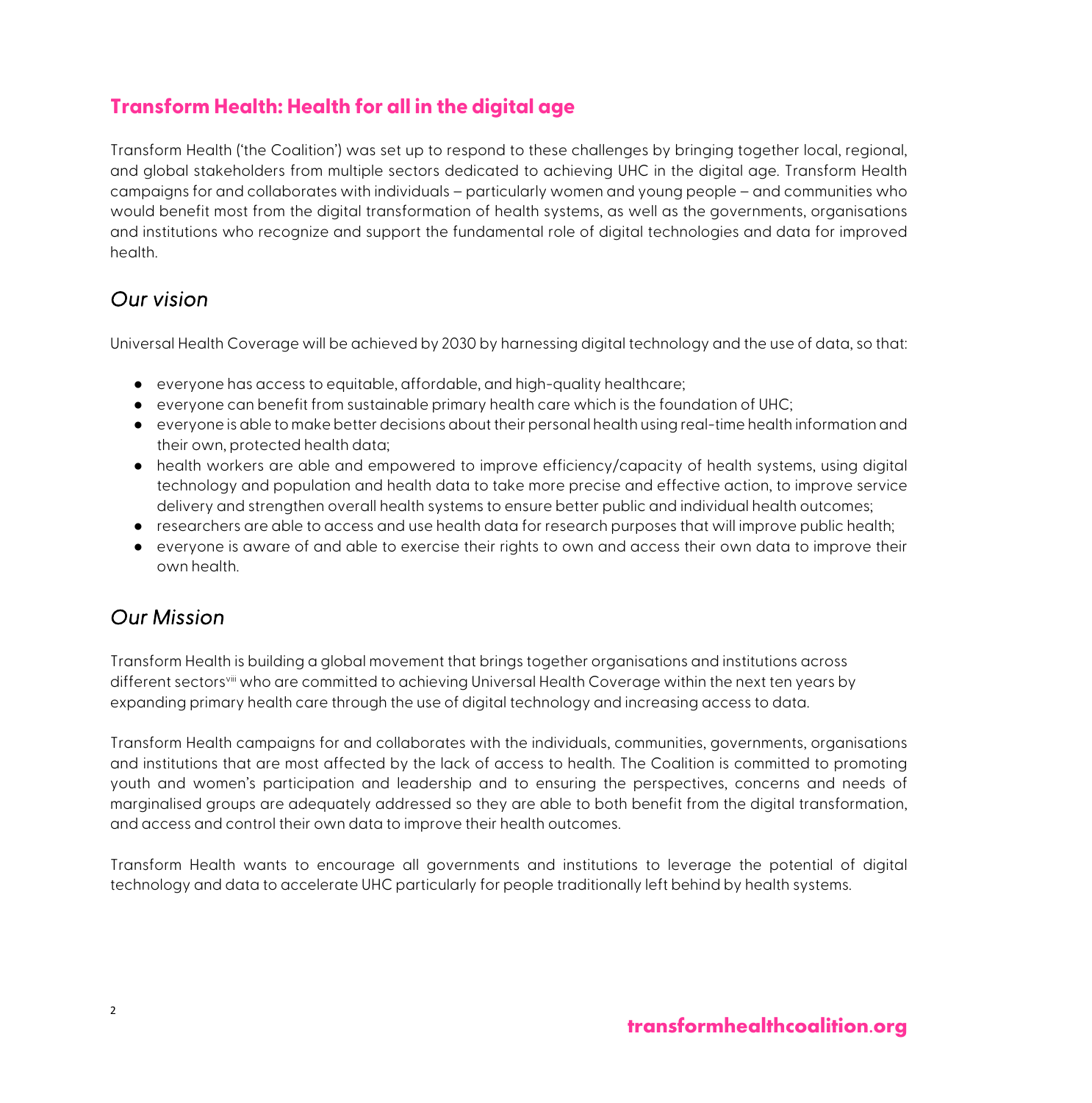## Transform Health: Health for all in the digital age

Transform Health ('the Coalition') was set up to respond to these challenges by bringing together local, regional, and global stakeholders from multiple sectors dedicated to achieving UHC in the digital age. Transform Health campaigns for and collaborates with individuals – particularly women and young people – and communities who would benefit most from the digital transformation of health systems, as well as the governments, organisations and institutions who recognize and support the fundamental role of digital technologies and data for improved health.

### *Our vision*

Universal Health Coverage will be achieved by 2030 by harnessing digital technology and the use of data, so that:

- everyone has access to equitable, affordable, and high-quality healthcare;
- everyone can benefit from sustainable primary health care which is the foundation of UHC;
- everyone is able to make better decisions about their personal health using real-time health information and their own, protected health data;
- health workers are able and empowered to improve efficiency/capacity of health systems, using digital technology and population and health data to take more precise and effective action, to improve service delivery and strengthen overall health systems to ensure better public and individual health outcomes;
- researchers are able to access and use health data for research purposes that will improve public health;
- everyone is aware of and able to exercise their rights to own and access their own data to improve their own health.

### *Our Mission*

Transform Health is building a global movement that brings together organisations and institutions across different sectors[viii] who are committed to achieving Universal Health Coverage within the next ten years by expanding primary health care through the use of digital technology and increasing access to data.

Transform Health campaigns for and collaborates with the individuals, communities, governments, organisations and institutions that are most affected by the lack of access to health. The Coalition is committed to promoting youth and women's participation and leadership and to ensuring the perspectives, concerns and needs of marginalised groups are adequately addressed so they are able to both benefit from the digital transformation, and access and control their own data to improve their health outcomes.

Transform Health wants to encourage all governments and institutions to leverage the potential of digital technology and data to accelerate UHC particularly for people traditionally left behind by health systems.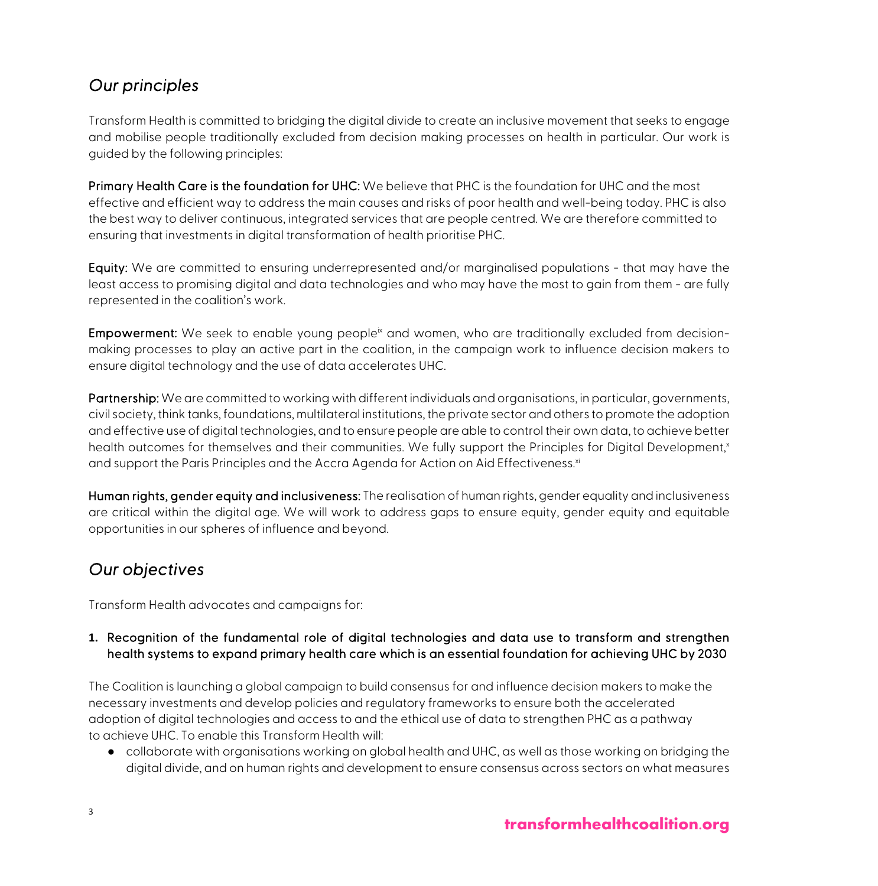## *Our principles*

Transform Health is committed to bridging the digital divide to create an inclusive movement that seeks to engage and mobilise people traditionally excluded from decision making processes on health in particular. Our work is guided by the following principles:

**Primary Health Care is the foundation for UHC:** We believe that PHC is the foundation for UHC and the most effective and efficient way to address the main causes and risks of poor health and well-being today. PHC is also the best way to deliver continuous, integrated services that are people centred. We are therefore committed to ensuring that investments in digital transformation of health prioritise PHC.

**Equity:** We are committed to ensuring underrepresented and/or marginalised populations - that may have the least access to promising digital and data technologies and who may have the most to gain from them - are fully represented in the coalition's work.

**Empowerment:** We seek to enable young people[ix] and women, who are traditionally excluded from decision-making processes to play an active part in the coalition, in the campaign work to influence decision makers to ensure digital technology and the use of data accelerates UHC.

**Partnership:** We are committed to working with different individuals and organisations, in particular, governments, civil society, think tanks, foundations, multilateral institutions, the private sector and others to promote the adoption and effective use of digital technologies, and to ensure people are able to control their own data, to achieve better health outcomes for themselves and their communities. We fully support the Principles for Digital Development,[x] and support the Paris Principles and the Accra Agenda for Action on Aid Effectiveness.[xi]

**Human rights, gender equity and inclusiveness:** The realisation of human rights, gender equality and inclusiveness are critical within the digital age. We will work to address gaps to ensure equity, gender equity and equitable opportunities in our spheres of influence and beyond.

## *Our objectives*

Transform Health advocates and campaigns for:

**1. Recognition of the fundamental role of digital technologies and data use to transform and strengthen health systems to expand primary health care which is an essential foundation for achieving UHC by 2030**

The Coalition is launching a global campaign to build consensus for and influence decision makers to make the necessary investments and develop policies and regulatory frameworks to ensure both the accelerated adoption of digital technologies and access to and the ethical use of data to strengthen PHC as a pathway to achieve UHC. To enable this Transform Health will:

- collaborate with organisations working on global health and UHC, as well as those working on bridging the digital divide, and on human rights and development to ensure consensus across sectors on what measures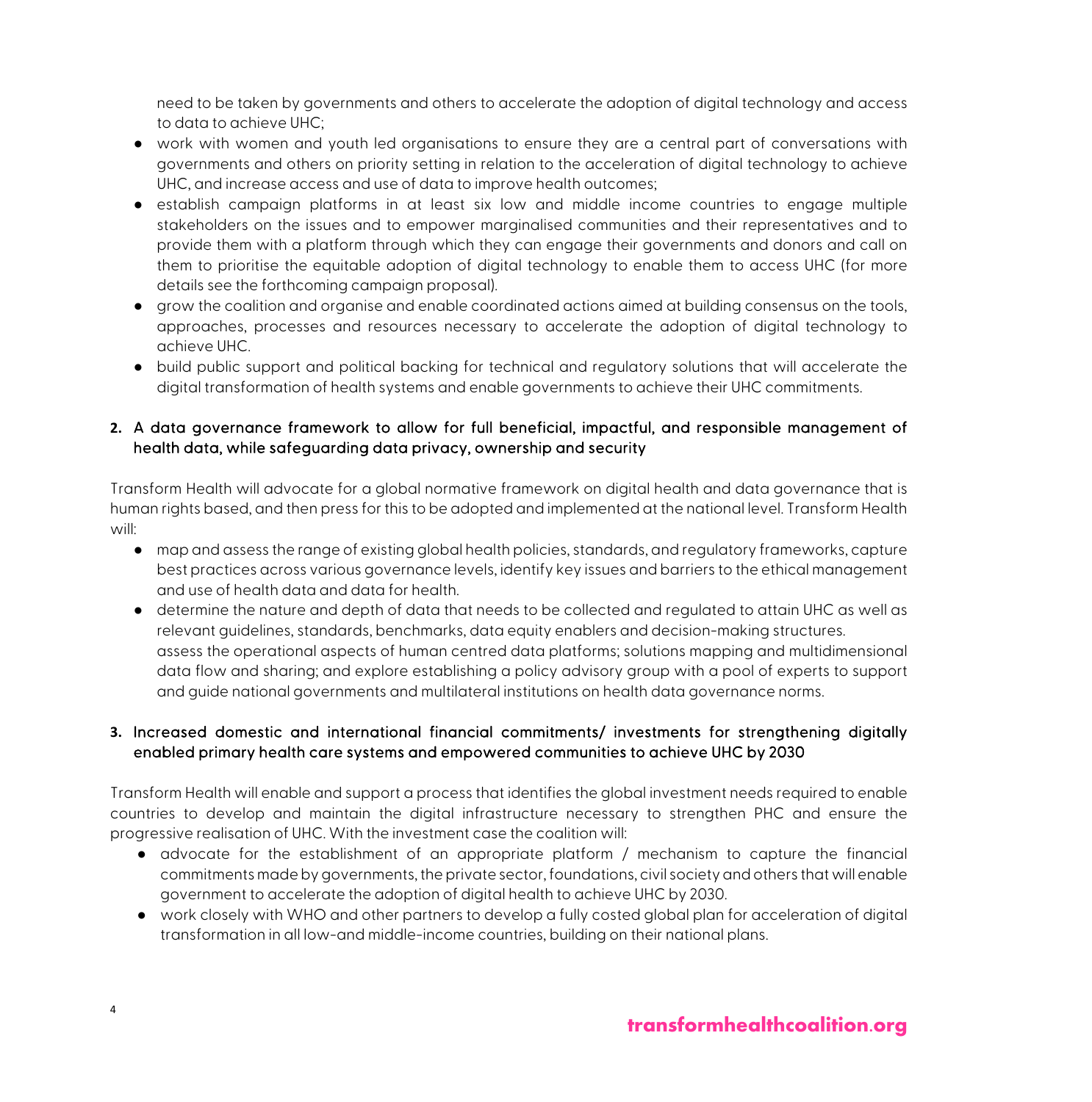need to be taken by governments and others to accelerate the adoption of digital technology and access to data to achieve UHC;

- work with women and youth led organisations to ensure they are a central part of conversations with governments and others on priority setting in relation to the acceleration of digital technology to achieve UHC, and increase access and use of data to improve health outcomes;
- establish campaign platforms in at least six low and middle income countries to engage multiple stakeholders on the issues and to empower marginalised communities and their representatives and to provide them with a platform through which they can engage their governments and donors and call on them to prioritise the equitable adoption of digital technology to enable them to access UHC (for more details see the forthcoming campaign proposal).
- grow the coalition and organise and enable coordinated actions aimed at building consensus on the tools, approaches, processes and resources necessary to accelerate the adoption of digital technology to achieve UHC.
- build public support and political backing for technical and regulatory solutions that will accelerate the digital transformation of health systems and enable governments to achieve their UHC commitments.

## 2. A data governance framework to allow for full beneficial, impactful, and responsible management of health data, while safeguarding data privacy, ownership and security

Transform Health will advocate for a global normative framework on digital health and data governance that is human rights based, and then press for this to be adopted and implemented at the national level. Transform Health will:

- map and assess the range of existing global health policies, standards, and regulatory frameworks, capture best practices across various governance levels, identify key issues and barriers to the ethical management and use of health data and data for health.
- determine the nature and depth of data that needs to be collected and regulated to attain UHC as well as relevant guidelines, standards, benchmarks, data equity enablers and decision-making structures.
  assess the operational aspects of human centred data platforms; solutions mapping and multidimensional data flow and sharing; and explore establishing a policy advisory group with a pool of experts to support and guide national governments and multilateral institutions on health data governance norms.

## 3. Increased domestic and international financial commitments/ investments for strengthening digitally enabled primary health care systems and empowered communities to achieve UHC by 2030

Transform Health will enable and support a process that identifies the global investment needs required to enable countries to develop and maintain the digital infrastructure necessary to strengthen PHC and ensure the progressive realisation of UHC. With the investment case the coalition will:

- advocate for the establishment of an appropriate platform / mechanism to capture the financial commitments made by governments, the private sector, foundations, civil society and others that will enable government to accelerate the adoption of digital health to achieve UHC by 2030.
- work closely with WHO and other partners to develop a fully costed global plan for acceleration of digital transformation in all low-and middle-income countries, building on their national plans.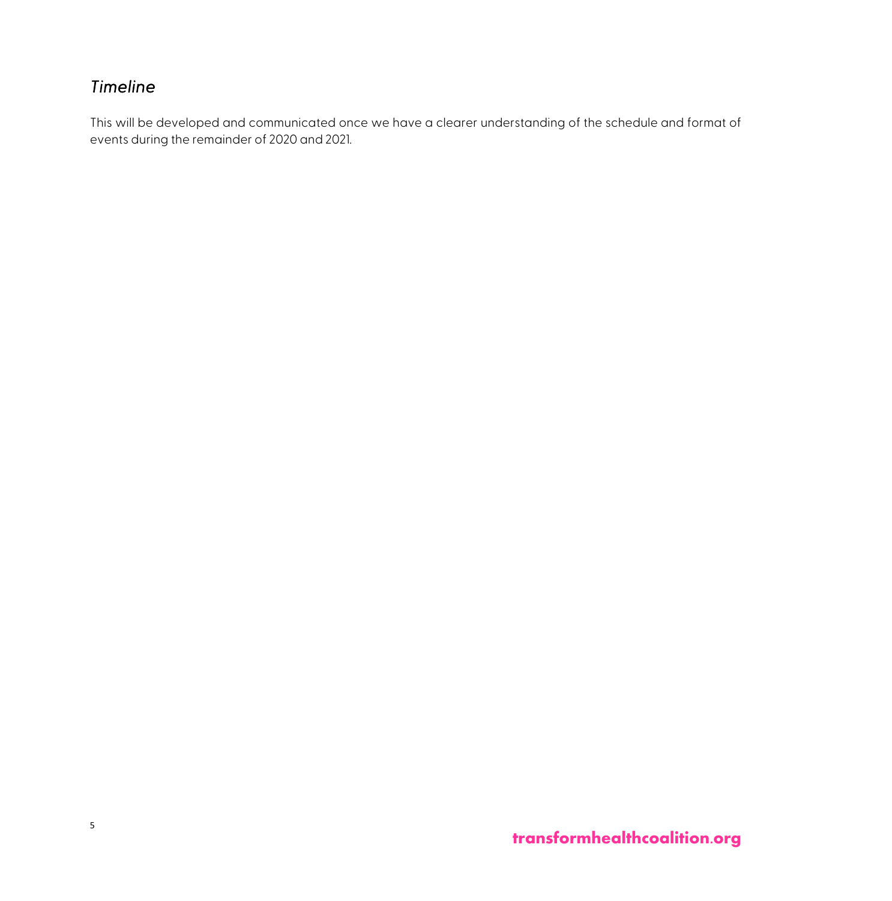## *Timeline*

This will be developed and communicated once we have a clearer understanding of the schedule and format of events during the remainder of 2020 and 2021.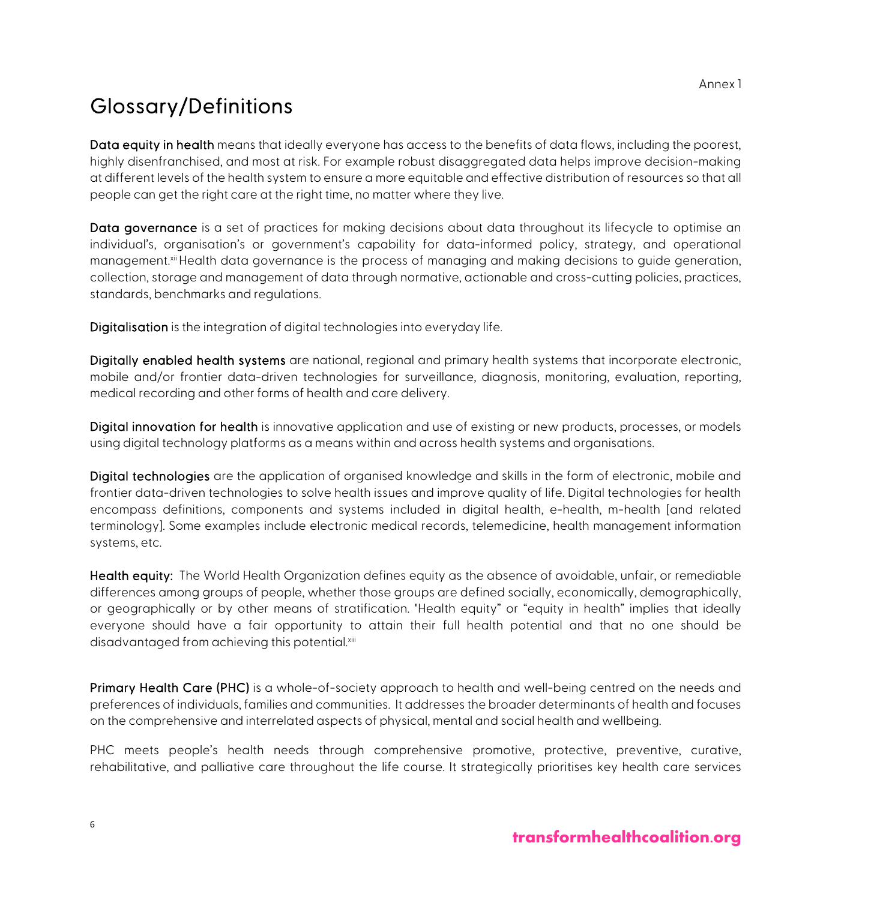Annex 1

# Glossary/Definitions

**Data equity in health** means that ideally everyone has access to the benefits of data flows, including the poorest, highly disenfranchised, and most at risk. For example robust disaggregated data helps improve decision-making at different levels of the health system to ensure a more equitable and effective distribution of resources so that all people can get the right care at the right time, no matter where they live.

**Data governance** is a set of practices for making decisions about data throughout its lifecycle to optimise an individual's, organisation's or government's capability for data-informed policy, strategy, and operational management.[xii] Health data governance is the process of managing and making decisions to guide generation, collection, storage and management of data through normative, actionable and cross-cutting policies, practices, standards, benchmarks and regulations.

**Digitalisation** is the integration of digital technologies into everyday life.

**Digitally enabled health systems** are national, regional and primary health systems that incorporate electronic, mobile and/or frontier data-driven technologies for surveillance, diagnosis, monitoring, evaluation, reporting, medical recording and other forms of health and care delivery.

**Digital innovation for health** is innovative application and use of existing or new products, processes, or models using digital technology platforms as a means within and across health systems and organisations.

**Digital technologies** are the application of organised knowledge and skills in the form of electronic, mobile and frontier data-driven technologies to solve health issues and improve quality of life. Digital technologies for health encompass definitions, components and systems included in digital health, e-health, m-health [and related terminology]. Some examples include electronic medical records, telemedicine, health management information systems, etc.

**Health equity:** The World Health Organization defines equity as the absence of avoidable, unfair, or remediable differences among groups of people, whether those groups are defined socially, economically, demographically, or geographically or by other means of stratification. "Health equity" or "equity in health" implies that ideally everyone should have a fair opportunity to attain their full health potential and that no one should be disadvantaged from achieving this potential.[xiii]

**Primary Health Care (PHC)** is a whole-of-society approach to health and well-being centred on the needs and preferences of individuals, families and communities. It addresses the broader determinants of health and focuses on the comprehensive and interrelated aspects of physical, mental and social health and wellbeing.

PHC meets people's health needs through comprehensive promotive, protective, preventive, curative, rehabilitative, and palliative care throughout the life course. It strategically prioritises key health care services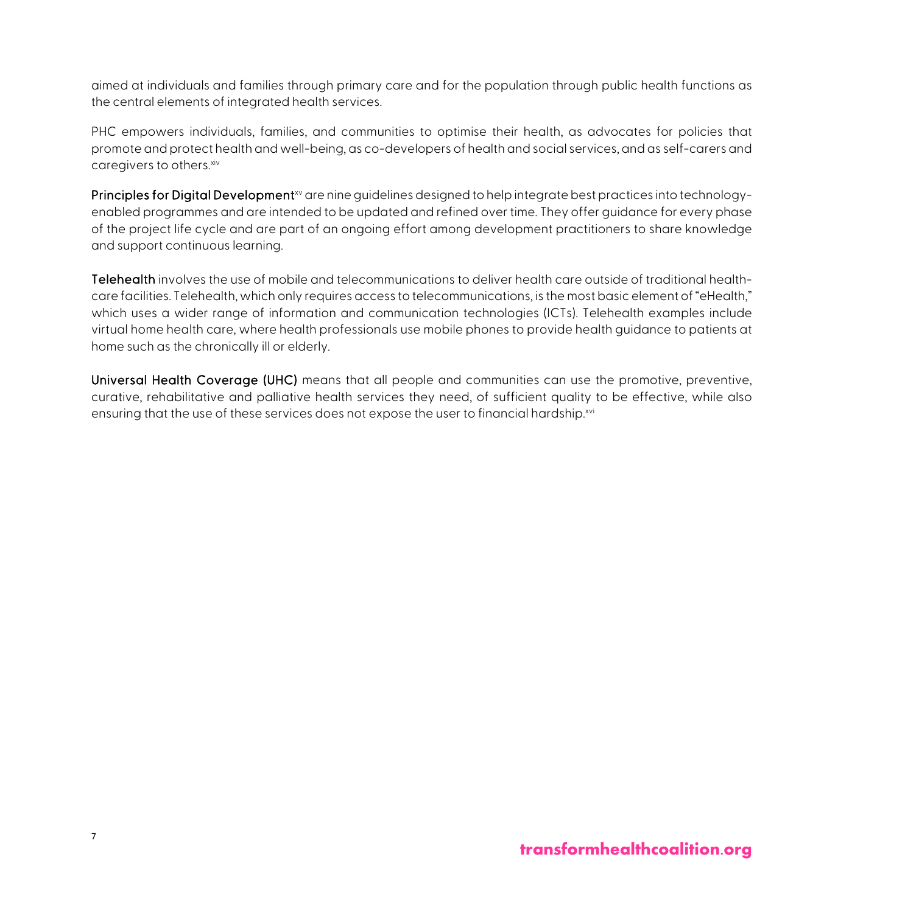aimed at individuals and families through primary care and for the population through public health functions as the central elements of integrated health services.

PHC empowers individuals, families, and communities to optimise their health, as advocates for policies that promote and protect health and well-being, as co-developers of health and social services, and as self-carers and caregivers to others.[xiv]

**Principles for Digital Development**[xv] are nine guidelines designed to help integrate best practices into technology-enabled programmes and are intended to be updated and refined over time. They offer guidance for every phase of the project life cycle and are part of an ongoing effort among development practitioners to share knowledge and support continuous learning.

**Telehealth** involves the use of mobile and telecommunications to deliver health care outside of traditional health-care facilities. Telehealth, which only requires access to telecommunications, is the most basic element of "eHealth," which uses a wider range of information and communication technologies (ICTs). Telehealth examples include virtual home health care, where health professionals use mobile phones to provide health guidance to patients at home such as the chronically ill or elderly.

**Universal Health Coverage (UHC)** means that all people and communities can use the promotive, preventive, curative, rehabilitative and palliative health services they need, of sufficient quality to be effective, while also ensuring that the use of these services does not expose the user to financial hardship.[xvi]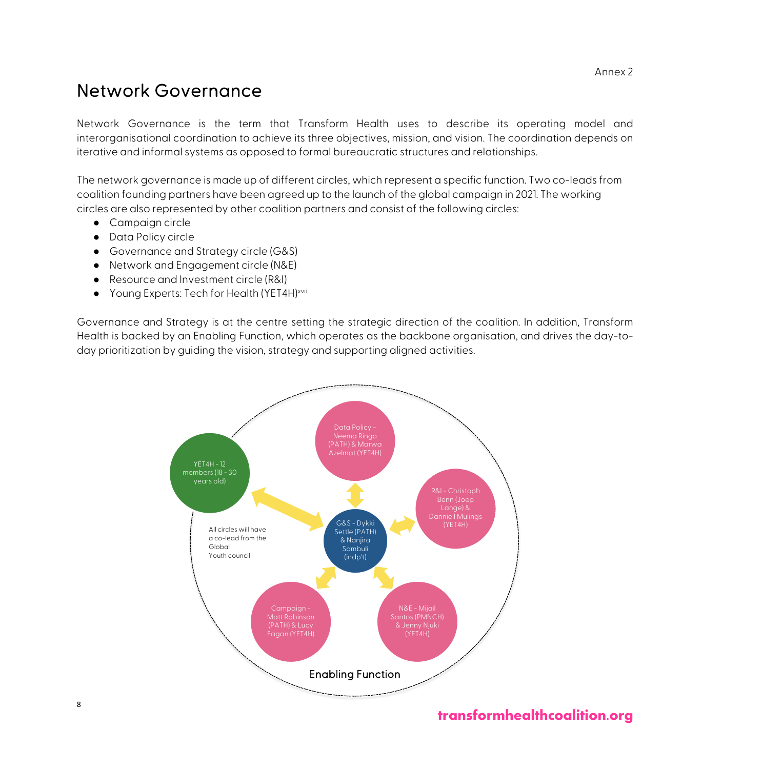Annex 2

# Network Governance

Network Governance is the term that Transform Health uses to describe its operating model and interorganisational coordination to achieve its three objectives, mission, and vision. The coordination depends on iterative and informal systems as opposed to formal bureaucratic structures and relationships.

The network governance is made up of different circles, which represent a specific function. Two co-leads from coalition founding partners have been agreed up to the launch of the global campaign in 2021. The working circles are also represented by other coalition partners and consist of the following circles:

- Campaign circle
- Data Policy circle
- Governance and Strategy circle (G&S)
- Network and Engagement circle (N&E)
- Resource and Investment circle (R&I)
- Young Experts: Tech for Health (YET4H)[xvii]

Governance and Strategy is at the centre setting the strategic direction of the coalition. In addition, Transform Health is backed by an Enabling Function, which operates as the backbone organisation, and drives the day-to-day prioritization by guiding the vision, strategy and supporting aligned activities.

YET4H - 12 members (18 - 30 years old)

Data Policy - Neema Ringo (PATH) & Marwa Azelmat (YET4H)

R&I - Christoph Benn (Joep Lange) & Danniell Mulings (YET4H)

G&S - Dykki Settle (PATH) & Nanjira Sambuli (indp't)

All circles will have a co-lead from the Global Youth council

Campaign - Matt Robinson (PATH) & Lucy Fagan (YET4H)

N&E - Mijail Santos (PMNCH) & Jenny Njuki (YET4H)

Enabling Function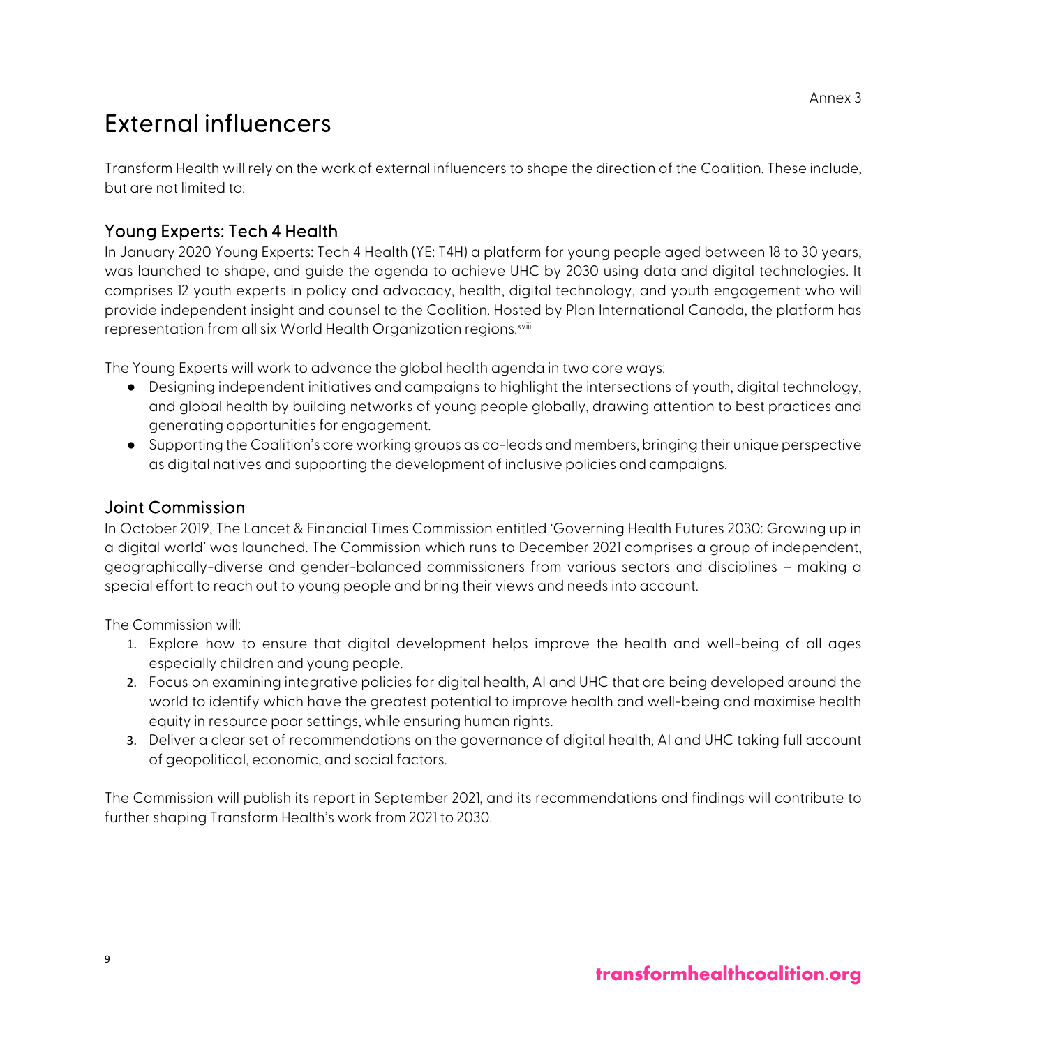Annex 3

# External influencers

Transform Health will rely on the work of external influencers to shape the direction of the Coalition. These include, but are not limited to:

## Young Experts: Tech 4 Health

In January 2020 Young Experts: Tech 4 Health (YE: T4H) a platform for young people aged between 18 to 30 years, was launched to shape, and guide the agenda to achieve UHC by 2030 using data and digital technologies. It comprises 12 youth experts in policy and advocacy, health, digital technology, and youth engagement who will provide independent insight and counsel to the Coalition. Hosted by Plan International Canada, the platform has representation from all six World Health Organization regions.[xviii]

The Young Experts will work to advance the global health agenda in two core ways:

- Designing independent initiatives and campaigns to highlight the intersections of youth, digital technology, and global health by building networks of young people globally, drawing attention to best practices and generating opportunities for engagement.
- Supporting the Coalition's core working groups as co-leads and members, bringing their unique perspective as digital natives and supporting the development of inclusive policies and campaigns.

## Joint Commission

In October 2019, The Lancet & Financial Times Commission entitled 'Governing Health Futures 2030: Growing up in a digital world' was launched. The Commission which runs to December 2021 comprises a group of independent, geographically-diverse and gender-balanced commissioners from various sectors and disciplines – making a special effort to reach out to young people and bring their views and needs into account.

The Commission will:

1. Explore how to ensure that digital development helps improve the health and well-being of all ages especially children and young people.
2. Focus on examining integrative policies for digital health, AI and UHC that are being developed around the world to identify which have the greatest potential to improve health and well-being and maximise health equity in resource poor settings, while ensuring human rights.
3. Deliver a clear set of recommendations on the governance of digital health, AI and UHC taking full account of geopolitical, economic, and social factors.

The Commission will publish its report in September 2021, and its recommendations and findings will contribute to further shaping Transform Health's work from 2021 to 2030.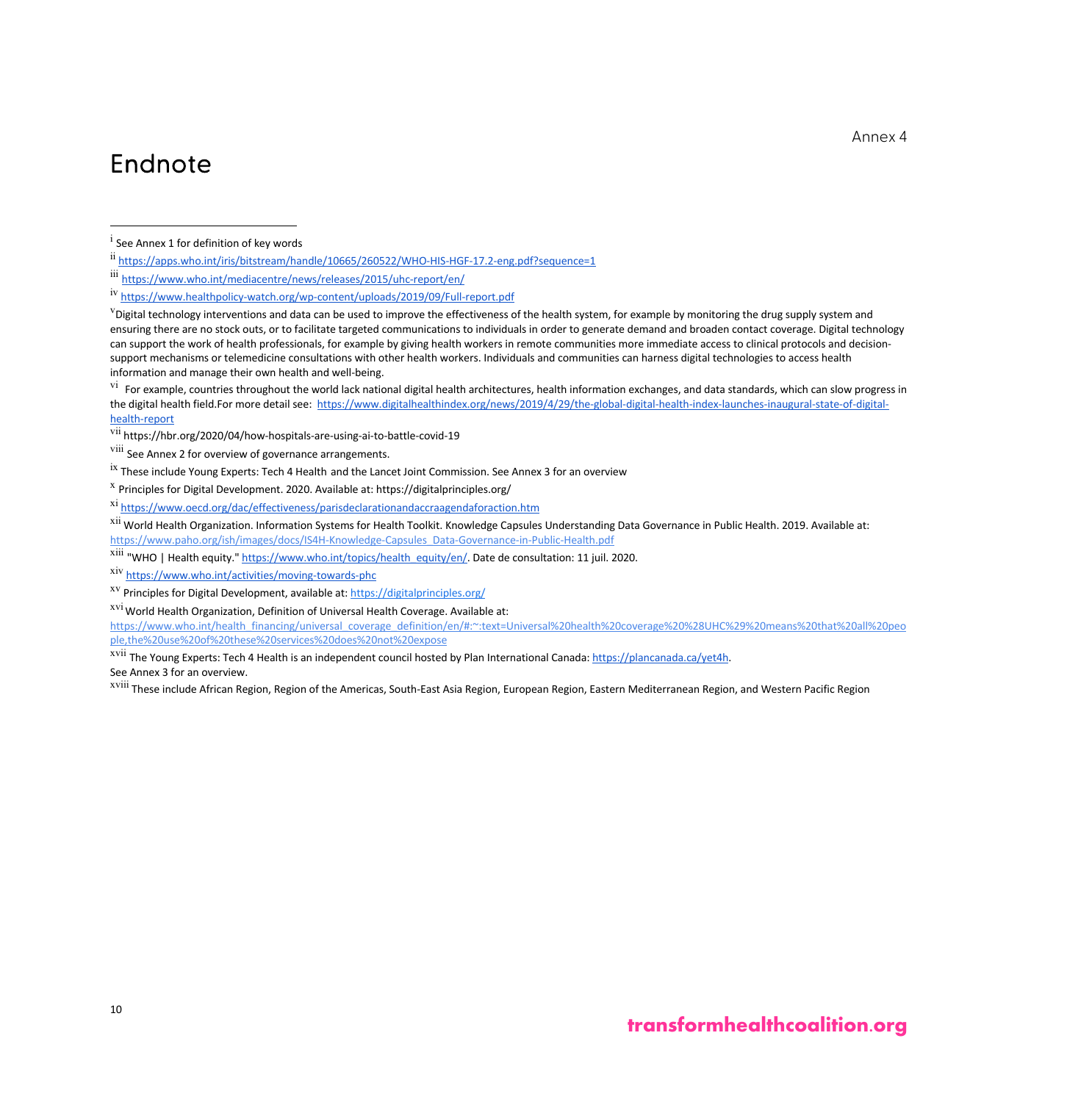Annex 4

# Endnote

[i] See Annex 1 for definition of key words

[ii] https://apps.who.int/iris/bitstream/handle/10665/260522/WHO-HIS-HGF-17.2-eng.pdf?sequence=1

[iii] https://www.who.int/mediacentre/news/releases/2015/uhc-report/en/

[iv] https://www.healthpolicy-watch.org/wp-content/uploads/2019/09/Full-report.pdf

[v] Digital technology interventions and data can be used to improve the effectiveness of the health system, for example by monitoring the drug supply system and ensuring there are no stock outs, or to facilitate targeted communications to individuals in order to generate demand and broaden contact coverage. Digital technology can support the work of health professionals, for example by giving health workers in remote communities more immediate access to clinical protocols and decision-support mechanisms or telemedicine consultations with other health workers. Individuals and communities can harness digital technologies to access health information and manage their own health and well-being.

[vi] For example, countries throughout the world lack national digital health architectures, health information exchanges, and data standards, which can slow progress in the digital health field.For more detail see: https://www.digitalhealthindex.org/news/2019/4/29/the-global-digital-health-index-launches-inaugural-state-of-digital-health-report

[vii] https://hbr.org/2020/04/how-hospitals-are-using-ai-to-battle-covid-19

[viii] See Annex 2 for overview of governance arrangements.

[ix] These include Young Experts: Tech 4 Health and the Lancet Joint Commission. See Annex 3 for an overview

[x] Principles for Digital Development. 2020. Available at: https://digitalprinciples.org/

[xi] https://www.oecd.org/dac/effectiveness/parisdeclarationandaccraagendaforaction.htm

[xii] World Health Organization. Information Systems for Health Toolkit. Knowledge Capsules Understanding Data Governance in Public Health. 2019. Available at: https://www.paho.org/ish/images/docs/IS4H-Knowledge-Capsules_Data-Governance-in-Public-Health.pdf

[xiii] "WHO | Health equity." https://www.who.int/topics/health_equity/en/. Date de consultation: 11 juil. 2020.

[xiv] https://www.who.int/activities/moving-towards-phc

[xv] Principles for Digital Development, available at: https://digitalprinciples.org/

[xvi] World Health Organization, Definition of Universal Health Coverage. Available at: https://www.who.int/health_financing/universal_coverage_definition/en/#:~:text=Universal%20health%20coverage%20%28UHC%29%20means%20that%20all%20people,the%20use%20of%20these%20services%20does%20not%20expose

[xvii] The Young Experts: Tech 4 Health is an independent council hosted by Plan International Canada: https://plancanada.ca/yet4h. See Annex 3 for an overview.

[xviii] These include African Region, Region of the Americas, South-East Asia Region, European Region, Eastern Mediterranean Region, and Western Pacific Region

transformhealthcoalition.org